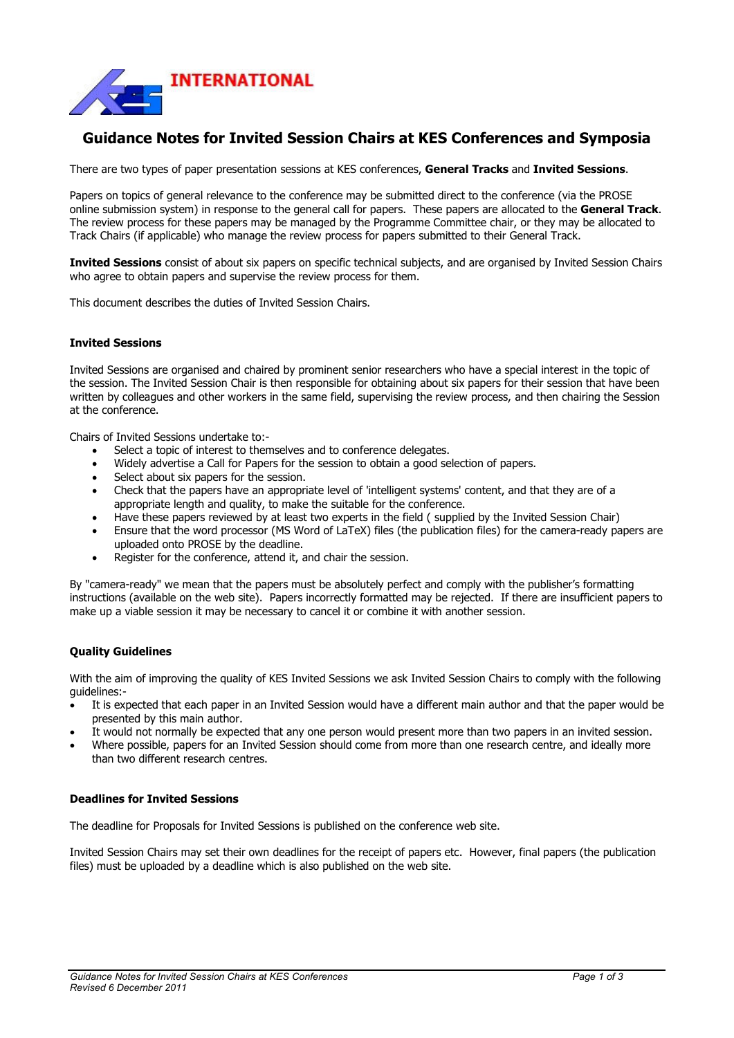INTERNATIONAL

# Guidance Notes for Invited Session Chairs at KES Conferences and Symposia

There are two types of paper presentation sessions at KES conferences, **General Tracks** and **Invited Sessions**.

Papers on topics of general relevance to the conference may be submitted direct to the conference (via the PROSE online submission system) in response to the general call for papers. These papers are allocated to the **General Track**. The review process for these papers may be managed by the Programme Committee chair, or they may be allocated to Track Chairs (if applicable) who manage the review process for papers submitted to their General Track.

**Invited Sessions** consist of about six papers on specific technical subjects, and are organised by Invited Session Chairs who agree to obtain papers and supervise the review process for them.

This document describes the duties of Invited Session Chairs.

### Invited Sessions

Invited Sessions are organised and chaired by prominent senior researchers who have a special interest in the topic of the session. The Invited Session Chair is then responsible for obtaining about six papers for their session that have been written by colleagues and other workers in the same field, supervising the review process, and then chairing the Session at the conference.

Chairs of Invited Sessions undertake to:-

- Select a topic of interest to themselves and to conference delegates.
- Widely advertise a Call for Papers for the session to obtain a good selection of papers.
- Select about six papers for the session.
- Check that the papers have an appropriate level of 'intelligent systems' content, and that they are of a appropriate length and quality, to make the suitable for the conference.
- Have these papers reviewed by at least two experts in the field ( supplied by the Invited Session Chair)
- Ensure that the word processor (MS Word of LaTeX) files (the publication files) for the camera-ready papers are uploaded onto PROSE by the deadline.
- Register for the conference, attend it, and chair the session.

By "camera-ready" we mean that the papers must be absolutely perfect and comply with the publisher's formatting instructions (available on the web site). Papers incorrectly formatted may be rejected. If there are insufficient papers to make up a viable session it may be necessary to cancel it or combine it with another session.

### Quality Guidelines

With the aim of improving the quality of KES Invited Sessions we ask Invited Session Chairs to comply with the following guidelines:-

- It is expected that each paper in an Invited Session would have a different main author and that the paper would be presented by this main author.
- It would not normally be expected that any one person would present more than two papers in an invited session.
- Where possible, papers for an Invited Session should come from more than one research centre, and ideally more than two different research centres.

### Deadlines for Invited Sessions

The deadline for Proposals for Invited Sessions is published on the conference web site.

Invited Session Chairs may set their own deadlines for the receipt of papers etc. However, final papers (the publication files) must be uploaded by a deadline which is also published on the web site.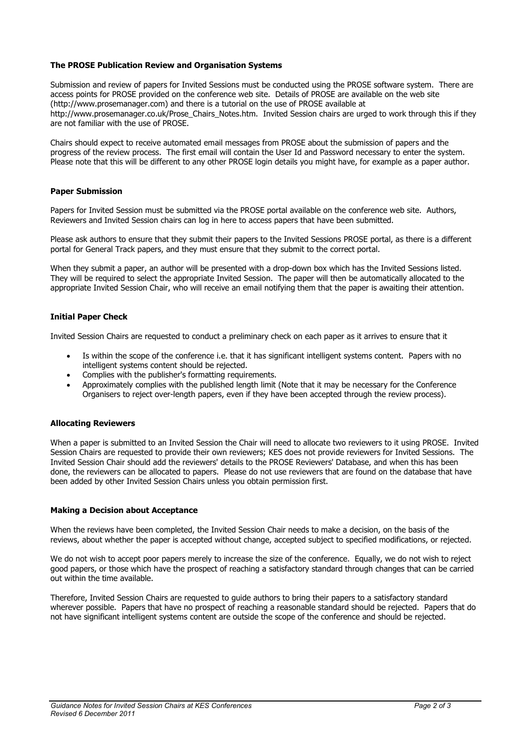### The PROSE Publication Review and Organisation Systems

Submission and review of papers for Invited Sessions must be conducted using the PROSE software system. There are access points for PROSE provided on the conference web site. Details of PROSE are available on the web site (http://www.prosemanager.com) and there is a tutorial on the use of PROSE available at http://www.prosemanager.co.uk/Prose_Chairs_Notes.htm. Invited Session chairs are urged to work through this if they are not familiar with the use of PROSE.

Chairs should expect to receive automated email messages from PROSE about the submission of papers and the progress of the review process. The first email will contain the User Id and Password necessary to enter the system. Please note that this will be different to any other PROSE login details you might have, for example as a paper author.

### Paper Submission

Papers for Invited Session must be submitted via the PROSE portal available on the conference web site. Authors, Reviewers and Invited Session chairs can log in here to access papers that have been submitted.

Please ask authors to ensure that they submit their papers to the Invited Sessions PROSE portal, as there is a different portal for General Track papers, and they must ensure that they submit to the correct portal.

When they submit a paper, an author will be presented with a drop-down box which has the Invited Sessions listed. They will be required to select the appropriate Invited Session. The paper will then be automatically allocated to the appropriate Invited Session Chair, who will receive an email notifying them that the paper is awaiting their attention.

### Initial Paper Check

Invited Session Chairs are requested to conduct a preliminary check on each paper as it arrives to ensure that it

- Is within the scope of the conference i.e. that it has significant intelligent systems content. Papers with no intelligent systems content should be rejected.
- Complies with the publisher's formatting requirements.
- Approximately complies with the published length limit (Note that it may be necessary for the Conference Organisers to reject over-length papers, even if they have been accepted through the review process).

### Allocating Reviewers

When a paper is submitted to an Invited Session the Chair will need to allocate two reviewers to it using PROSE. Invited Session Chairs are requested to provide their own reviewers; KES does not provide reviewers for Invited Sessions. The Invited Session Chair should add the reviewers' details to the PROSE Reviewers' Database, and when this has been done, the reviewers can be allocated to papers. Please do not use reviewers that are found on the database that have been added by other Invited Session Chairs unless you obtain permission first.

### Making a Decision about Acceptance

When the reviews have been completed, the Invited Session Chair needs to make a decision, on the basis of the reviews, about whether the paper is accepted without change, accepted subject to specified modifications, or rejected.

We do not wish to accept poor papers merely to increase the size of the conference. Equally, we do not wish to reject good papers, or those which have the prospect of reaching a satisfactory standard through changes that can be carried out within the time available.

Therefore, Invited Session Chairs are requested to guide authors to bring their papers to a satisfactory standard wherever possible. Papers that have no prospect of reaching a reasonable standard should be rejected. Papers that do not have significant intelligent systems content are outside the scope of the conference and should be rejected.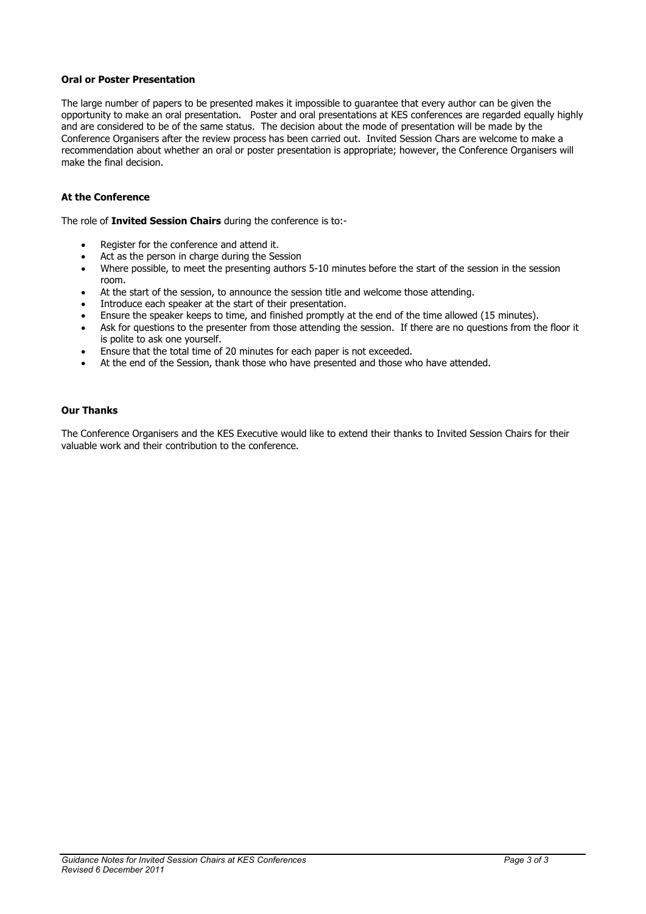**Oral or Poster Presentation**

The large number of papers to be presented makes it impossible to guarantee that every author can be given the opportunity to make an oral presentation. Poster and oral presentations at KES conferences are regarded equally highly and are considered to be of the same status. The decision about the mode of presentation will be made by the Conference Organisers after the review process has been carried out. Invited Session Chars are welcome to make a recommendation about whether an oral or poster presentation is appropriate; however, the Conference Organisers will make the final decision.

**At the Conference**

The role of **Invited Session Chairs** during the conference is to:-

- Register for the conference and attend it.
- Act as the person in charge during the Session
- Where possible, to meet the presenting authors 5-10 minutes before the start of the session in the session room.
- At the start of the session, to announce the session title and welcome those attending.
- Introduce each speaker at the start of their presentation.
- Ensure the speaker keeps to time, and finished promptly at the end of the time allowed (15 minutes).
- Ask for questions to the presenter from those attending the session. If there are no questions from the floor it is polite to ask one yourself.
- Ensure that the total time of 20 minutes for each paper is not exceeded.
- At the end of the Session, thank those who have presented and those who have attended.

**Our Thanks**

The Conference Organisers and the KES Executive would like to extend their thanks to Invited Session Chairs for their valuable work and their contribution to the conference.